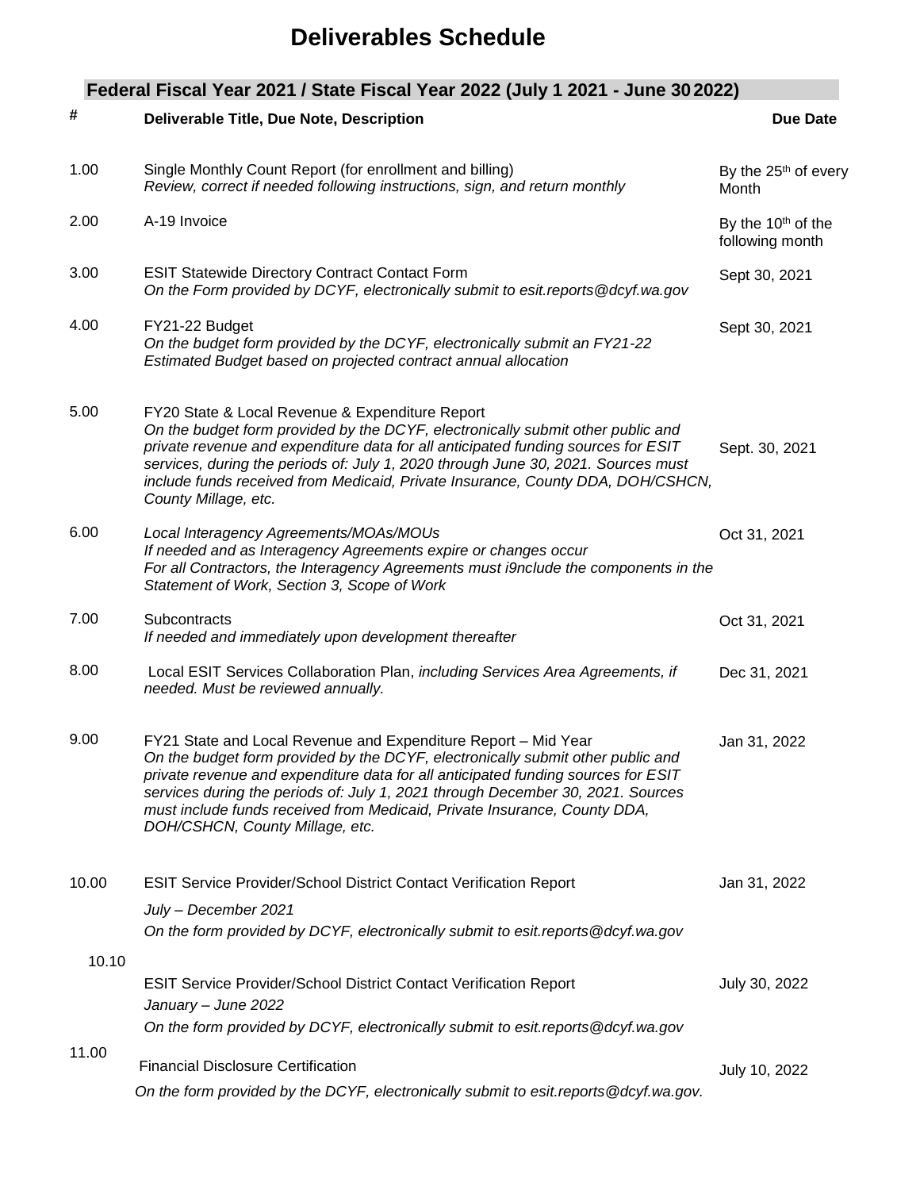# Deliverables Schedule

## Federal Fiscal Year 2021 / State Fiscal Year 2022 (July 1 2021 - June 30 2022)

| # | Deliverable Title, Due Note, Description | Due Date |
|---|---|---|
| 1.00 | Single Monthly Count Report (for enrollment and billing)<br>*Review, correct if needed following instructions, sign, and return monthly* | By the 25th of every Month |
| 2.00 | A-19 Invoice | By the 10th of the following month |
| 3.00 | ESIT Statewide Directory Contract Contact Form<br>*On the Form provided by DCYF, electronically submit to esit.reports@dcyf.wa.gov* | Sept 30, 2021 |
| 4.00 | FY21-22 Budget<br>*On the budget form provided by the DCYF, electronically submit an FY21-22 Estimated Budget based on projected contract annual allocation* | Sept 30, 2021 |
| 5.00 | FY20 State & Local Revenue & Expenditure Report<br>*On the budget form provided by the DCYF, electronically submit other public and private revenue and expenditure data for all anticipated funding sources for ESIT services, during the periods of: July 1, 2020 through June 30, 2021. Sources must include funds received from Medicaid, Private Insurance, County DDA, DOH/CSHCN, County Millage, etc.* | Sept. 30, 2021 |
| 6.00 | *Local Interagency Agreements/MOAs/MOUs*<br>*If needed and as Interagency Agreements expire or changes occur*<br>*For all Contractors, the Interagency Agreements must i9nclude the components in the Statement of Work, Section 3, Scope of Work* | Oct 31, 2021 |
| 7.00 | Subcontracts<br>*If needed and immediately upon development thereafter* | Oct 31, 2021 |
| 8.00 | Local ESIT Services Collaboration Plan, *including Services Area Agreements, if needed. Must be reviewed annually.* | Dec 31, 2021 |
| 9.00 | FY21 State and Local Revenue and Expenditure Report – Mid Year<br>*On the budget form provided by the DCYF, electronically submit other public and private revenue and expenditure data for all anticipated funding sources for ESIT services during the periods of: July 1, 2021 through December 30, 2021. Sources must include funds received from Medicaid, Private Insurance, County DDA, DOH/CSHCN, County Millage, etc.* | Jan 31, 2022 |
| 10.00 | ESIT Service Provider/School District Contact Verification Report<br>*July – December 2021*<br>*On the form provided by DCYF, electronically submit to esit.reports@dcyf.wa.gov* | Jan 31, 2022 |
| 10.10 | ESIT Service Provider/School District Contact Verification Report<br>*January – June 2022*<br>*On the form provided by DCYF, electronically submit to esit.reports@dcyf.wa.gov* | July 30, 2022 |
| 11.00 | Financial Disclosure Certification<br>*On the form provided by the DCYF, electronically submit to esit.reports@dcyf.wa.gov.* | July 10, 2022 |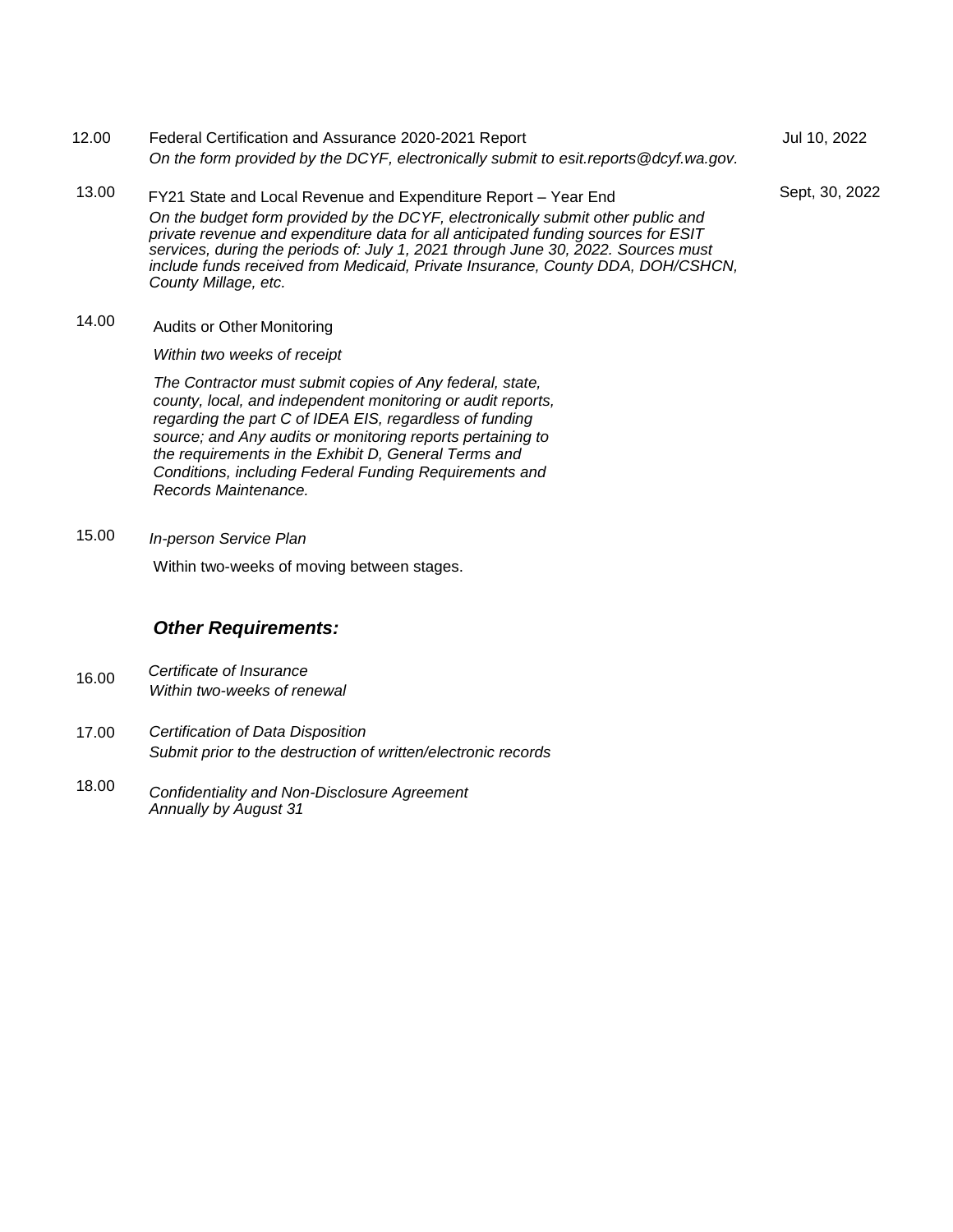| | | |
|---|---|---|
| 12.00 | Federal Certification and Assurance 2020-2021 Report<br>*On the form provided by the DCYF, electronically submit to esit.reports@dcyf.wa.gov.* | Jul 10, 2022 |
| 13.00 | FY21 State and Local Revenue and Expenditure Report – Year End<br>*On the budget form provided by the DCYF, electronically submit other public and private revenue and expenditure data for all anticipated funding sources for ESIT services, during the periods of: July 1, 2021 through June 30, 2022. Sources must include funds received from Medicaid, Private Insurance, County DDA, DOH/CSHCN, County Millage, etc.* | Sept, 30, 2022 |
| 14.00 | Audits or Other Monitoring<br>*Within two weeks of receipt*<br>*The Contractor must submit copies of Any federal, state, county, local, and independent monitoring or audit reports, regarding the part C of IDEA EIS, regardless of funding source; and Any audits or monitoring reports pertaining to the requirements in the Exhibit D, General Terms and Conditions, including Federal Funding Requirements and Records Maintenance.* | |
| 15.00 | *In-person Service Plan*<br>Within two-weeks of moving between stages. | |

### ***Other Requirements:***

| | | |
|---|---|---|
| 16.00 | *Certificate of Insurance*<br>*Within two-weeks of renewal* | |
| 17.00 | *Certification of Data Disposition*<br>*Submit prior to the destruction of written/electronic records* | |
| 18.00 | *Confidentiality and Non-Disclosure Agreement*<br>*Annually by August 31* | |